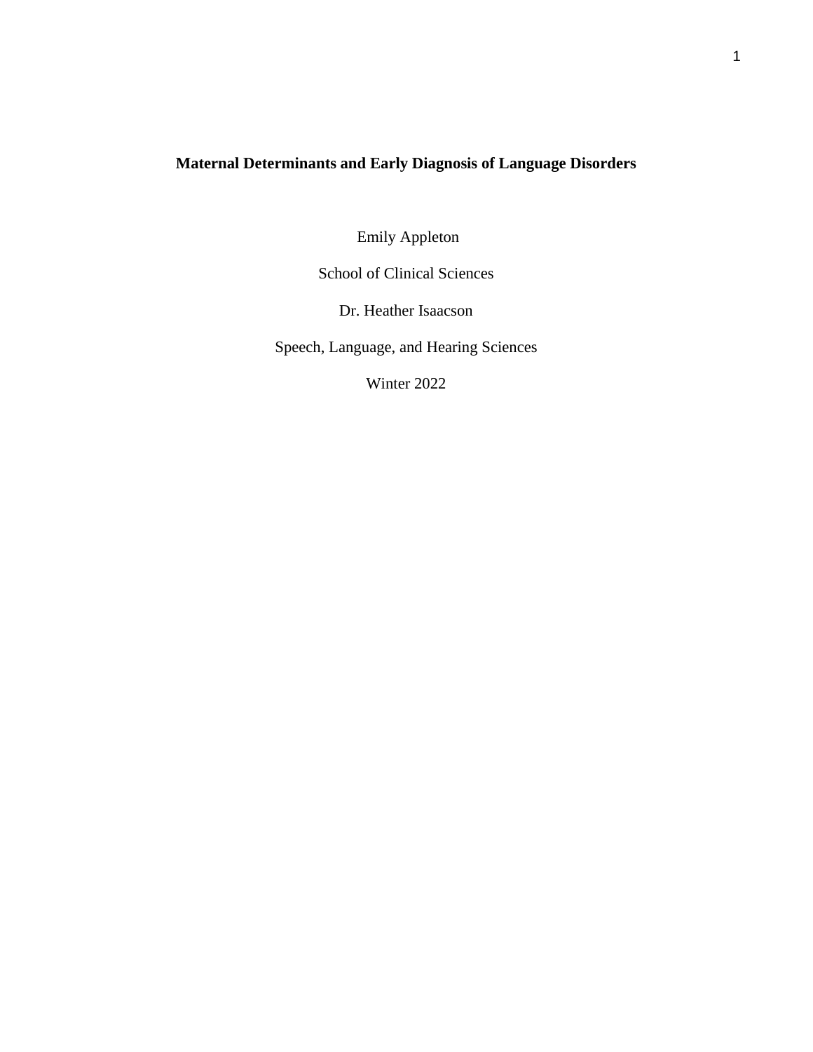# Maternal Determinants and Early Diagnosis of Language Disorders

Emily Appleton

School of Clinical Sciences

Dr. Heather Isaacson

Speech, Language, and Hearing Sciences

Winter 2022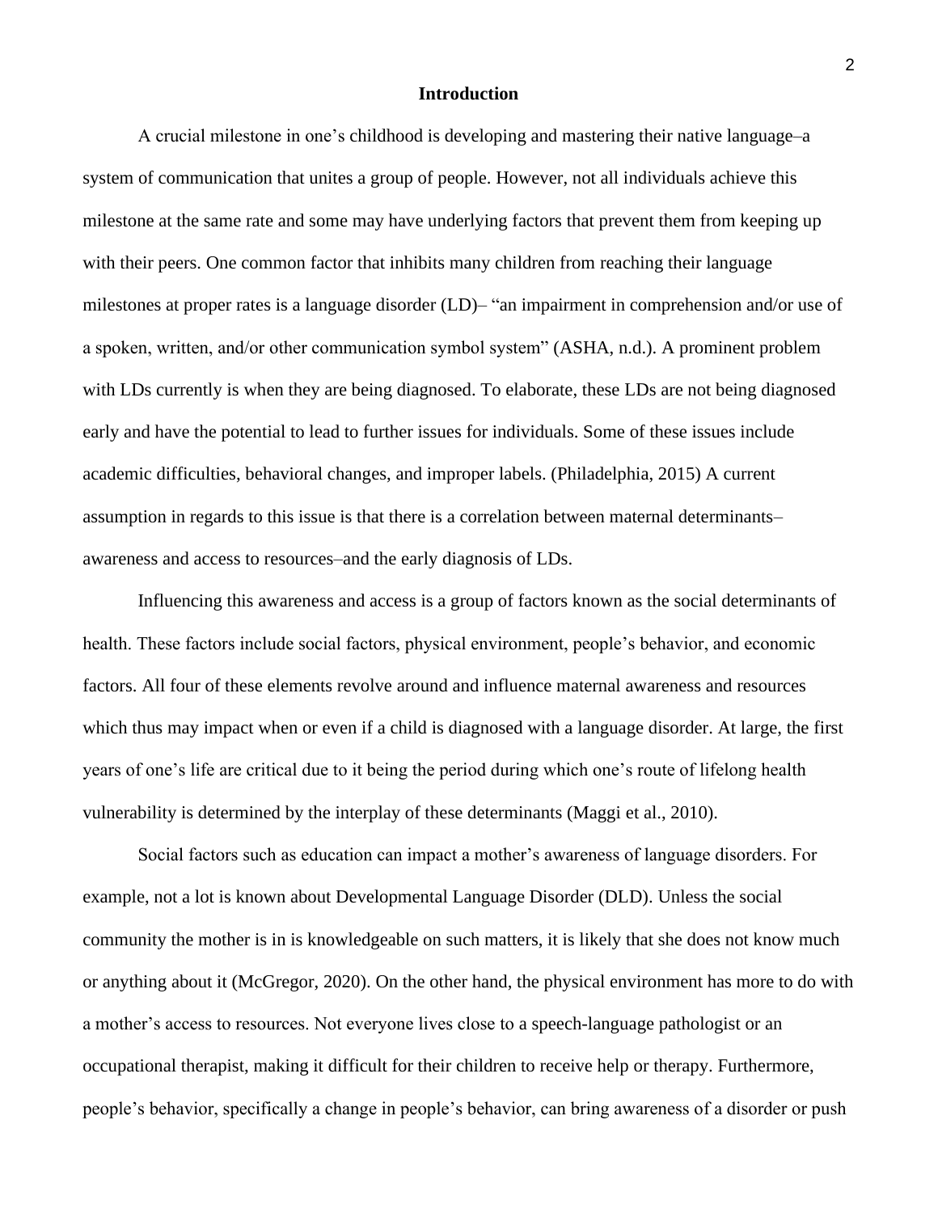## Introduction

A crucial milestone in one's childhood is developing and mastering their native language–a system of communication that unites a group of people. However, not all individuals achieve this milestone at the same rate and some may have underlying factors that prevent them from keeping up with their peers. One common factor that inhibits many children from reaching their language milestones at proper rates is a language disorder (LD)– "an impairment in comprehension and/or use of a spoken, written, and/or other communication symbol system" (ASHA, n.d.). A prominent problem with LDs currently is when they are being diagnosed. To elaborate, these LDs are not being diagnosed early and have the potential to lead to further issues for individuals. Some of these issues include academic difficulties, behavioral changes, and improper labels. (Philadelphia, 2015) A current assumption in regards to this issue is that there is a correlation between maternal determinants–awareness and access to resources–and the early diagnosis of LDs.

Influencing this awareness and access is a group of factors known as the social determinants of health. These factors include social factors, physical environment, people's behavior, and economic factors. All four of these elements revolve around and influence maternal awareness and resources which thus may impact when or even if a child is diagnosed with a language disorder. At large, the first years of one's life are critical due to it being the period during which one's route of lifelong health vulnerability is determined by the interplay of these determinants (Maggi et al., 2010).

Social factors such as education can impact a mother's awareness of language disorders. For example, not a lot is known about Developmental Language Disorder (DLD). Unless the social community the mother is in is knowledgeable on such matters, it is likely that she does not know much or anything about it (McGregor, 2020). On the other hand, the physical environment has more to do with a mother's access to resources. Not everyone lives close to a speech-language pathologist or an occupational therapist, making it difficult for their children to receive help or therapy. Furthermore, people's behavior, specifically a change in people's behavior, can bring awareness of a disorder or push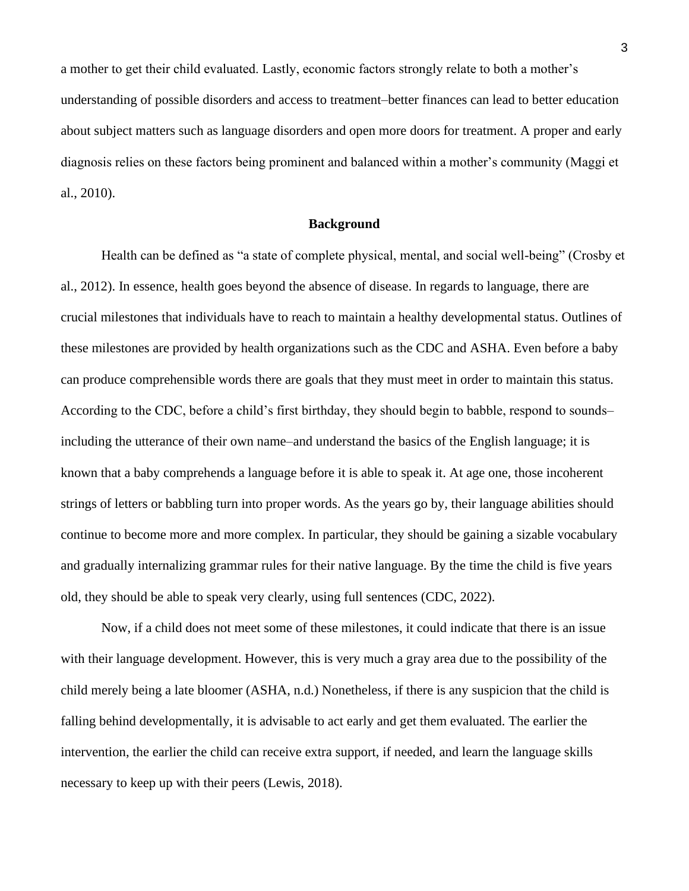a mother to get their child evaluated. Lastly, economic factors strongly relate to both a mother's understanding of possible disorders and access to treatment–better finances can lead to better education about subject matters such as language disorders and open more doors for treatment. A proper and early diagnosis relies on these factors being prominent and balanced within a mother's community (Maggi et al., 2010).

## Background

Health can be defined as "a state of complete physical, mental, and social well-being" (Crosby et al., 2012). In essence, health goes beyond the absence of disease. In regards to language, there are crucial milestones that individuals have to reach to maintain a healthy developmental status. Outlines of these milestones are provided by health organizations such as the CDC and ASHA. Even before a baby can produce comprehensible words there are goals that they must meet in order to maintain this status. According to the CDC, before a child's first birthday, they should begin to babble, respond to sounds–including the utterance of their own name–and understand the basics of the English language; it is known that a baby comprehends a language before it is able to speak it. At age one, those incoherent strings of letters or babbling turn into proper words. As the years go by, their language abilities should continue to become more and more complex. In particular, they should be gaining a sizable vocabulary and gradually internalizing grammar rules for their native language. By the time the child is five years old, they should be able to speak very clearly, using full sentences (CDC, 2022).

Now, if a child does not meet some of these milestones, it could indicate that there is an issue with their language development. However, this is very much a gray area due to the possibility of the child merely being a late bloomer (ASHA, n.d.) Nonetheless, if there is any suspicion that the child is falling behind developmentally, it is advisable to act early and get them evaluated. The earlier the intervention, the earlier the child can receive extra support, if needed, and learn the language skills necessary to keep up with their peers (Lewis, 2018).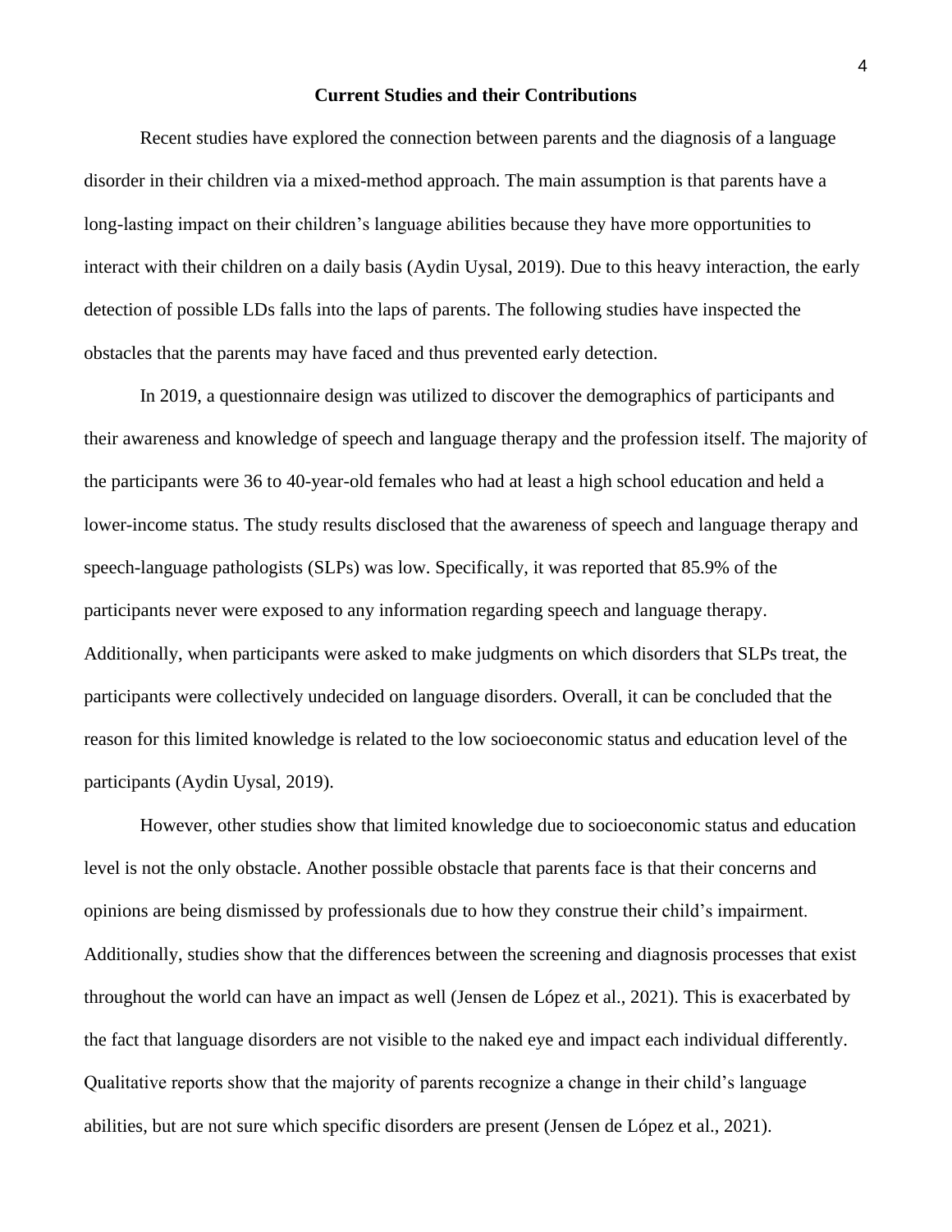## Current Studies and their Contributions

Recent studies have explored the connection between parents and the diagnosis of a language disorder in their children via a mixed-method approach. The main assumption is that parents have a long-lasting impact on their children's language abilities because they have more opportunities to interact with their children on a daily basis (Aydin Uysal, 2019). Due to this heavy interaction, the early detection of possible LDs falls into the laps of parents. The following studies have inspected the obstacles that the parents may have faced and thus prevented early detection.

In 2019, a questionnaire design was utilized to discover the demographics of participants and their awareness and knowledge of speech and language therapy and the profession itself. The majority of the participants were 36 to 40-year-old females who had at least a high school education and held a lower-income status. The study results disclosed that the awareness of speech and language therapy and speech-language pathologists (SLPs) was low. Specifically, it was reported that 85.9% of the participants never were exposed to any information regarding speech and language therapy. Additionally, when participants were asked to make judgments on which disorders that SLPs treat, the participants were collectively undecided on language disorders. Overall, it can be concluded that the reason for this limited knowledge is related to the low socioeconomic status and education level of the participants (Aydin Uysal, 2019).

However, other studies show that limited knowledge due to socioeconomic status and education level is not the only obstacle. Another possible obstacle that parents face is that their concerns and opinions are being dismissed by professionals due to how they construe their child's impairment. Additionally, studies show that the differences between the screening and diagnosis processes that exist throughout the world can have an impact as well (Jensen de López et al., 2021). This is exacerbated by the fact that language disorders are not visible to the naked eye and impact each individual differently. Qualitative reports show that the majority of parents recognize a change in their child's language abilities, but are not sure which specific disorders are present (Jensen de López et al., 2021).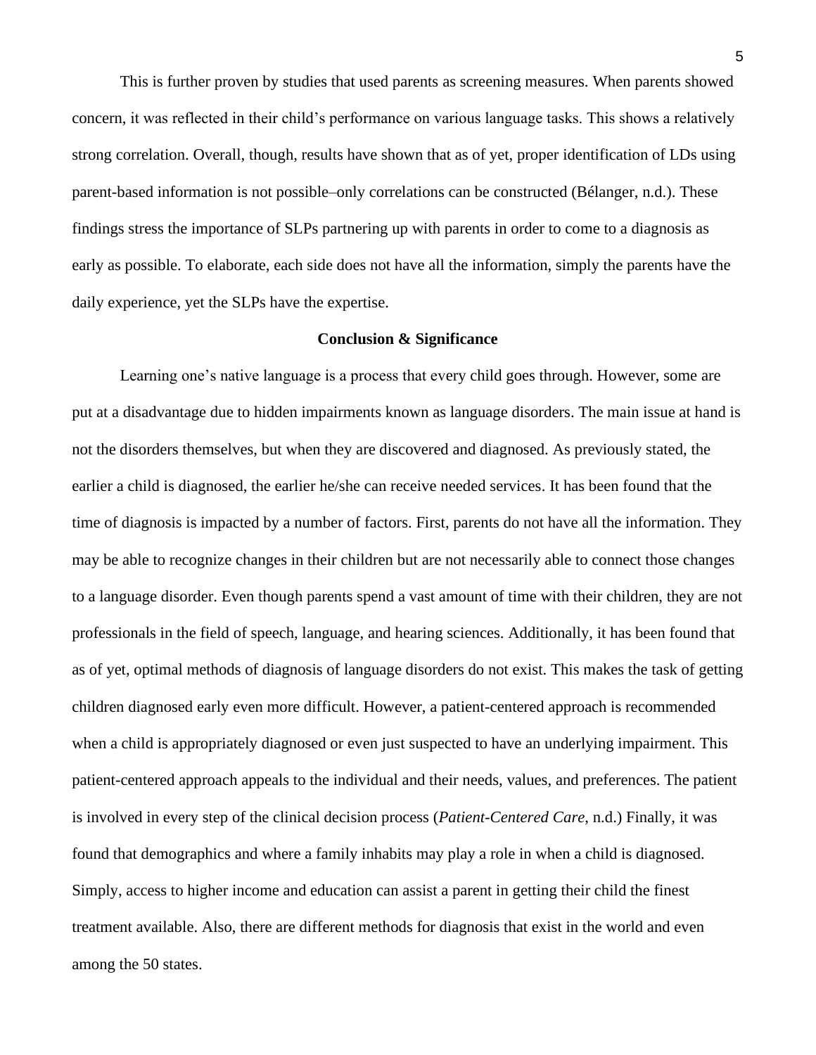This is further proven by studies that used parents as screening measures. When parents showed concern, it was reflected in their child's performance on various language tasks. This shows a relatively strong correlation. Overall, though, results have shown that as of yet, proper identification of LDs using parent-based information is not possible–only correlations can be constructed (Bélanger, n.d.). These findings stress the importance of SLPs partnering up with parents in order to come to a diagnosis as early as possible. To elaborate, each side does not have all the information, simply the parents have the daily experience, yet the SLPs have the expertise.

## Conclusion & Significance

Learning one's native language is a process that every child goes through. However, some are put at a disadvantage due to hidden impairments known as language disorders. The main issue at hand is not the disorders themselves, but when they are discovered and diagnosed. As previously stated, the earlier a child is diagnosed, the earlier he/she can receive needed services. It has been found that the time of diagnosis is impacted by a number of factors. First, parents do not have all the information. They may be able to recognize changes in their children but are not necessarily able to connect those changes to a language disorder. Even though parents spend a vast amount of time with their children, they are not professionals in the field of speech, language, and hearing sciences. Additionally, it has been found that as of yet, optimal methods of diagnosis of language disorders do not exist. This makes the task of getting children diagnosed early even more difficult. However, a patient-centered approach is recommended when a child is appropriately diagnosed or even just suspected to have an underlying impairment. This patient-centered approach appeals to the individual and their needs, values, and preferences. The patient is involved in every step of the clinical decision process (*Patient-Centered Care*, n.d.) Finally, it was found that demographics and where a family inhabits may play a role in when a child is diagnosed. Simply, access to higher income and education can assist a parent in getting their child the finest treatment available. Also, there are different methods for diagnosis that exist in the world and even among the 50 states.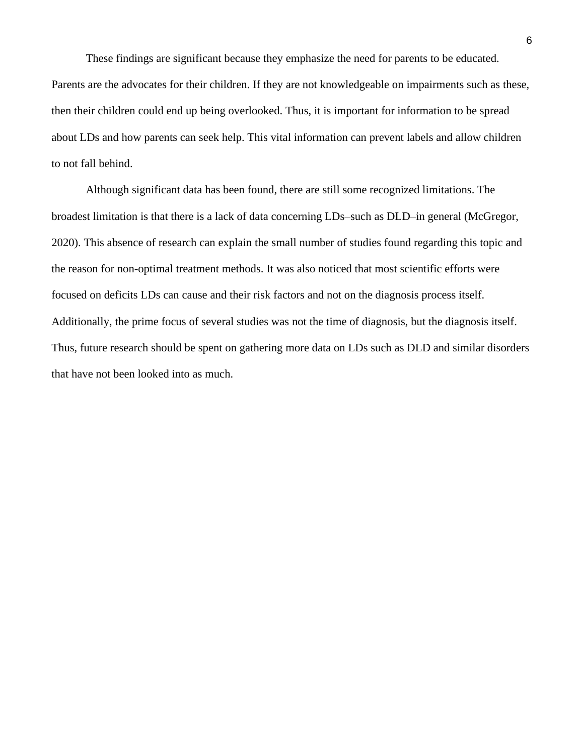These findings are significant because they emphasize the need for parents to be educated. Parents are the advocates for their children. If they are not knowledgeable on impairments such as these, then their children could end up being overlooked. Thus, it is important for information to be spread about LDs and how parents can seek help. This vital information can prevent labels and allow children to not fall behind.

Although significant data has been found, there are still some recognized limitations. The broadest limitation is that there is a lack of data concerning LDs–such as DLD–in general (McGregor, 2020). This absence of research can explain the small number of studies found regarding this topic and the reason for non-optimal treatment methods. It was also noticed that most scientific efforts were focused on deficits LDs can cause and their risk factors and not on the diagnosis process itself. Additionally, the prime focus of several studies was not the time of diagnosis, but the diagnosis itself. Thus, future research should be spent on gathering more data on LDs such as DLD and similar disorders that have not been looked into as much.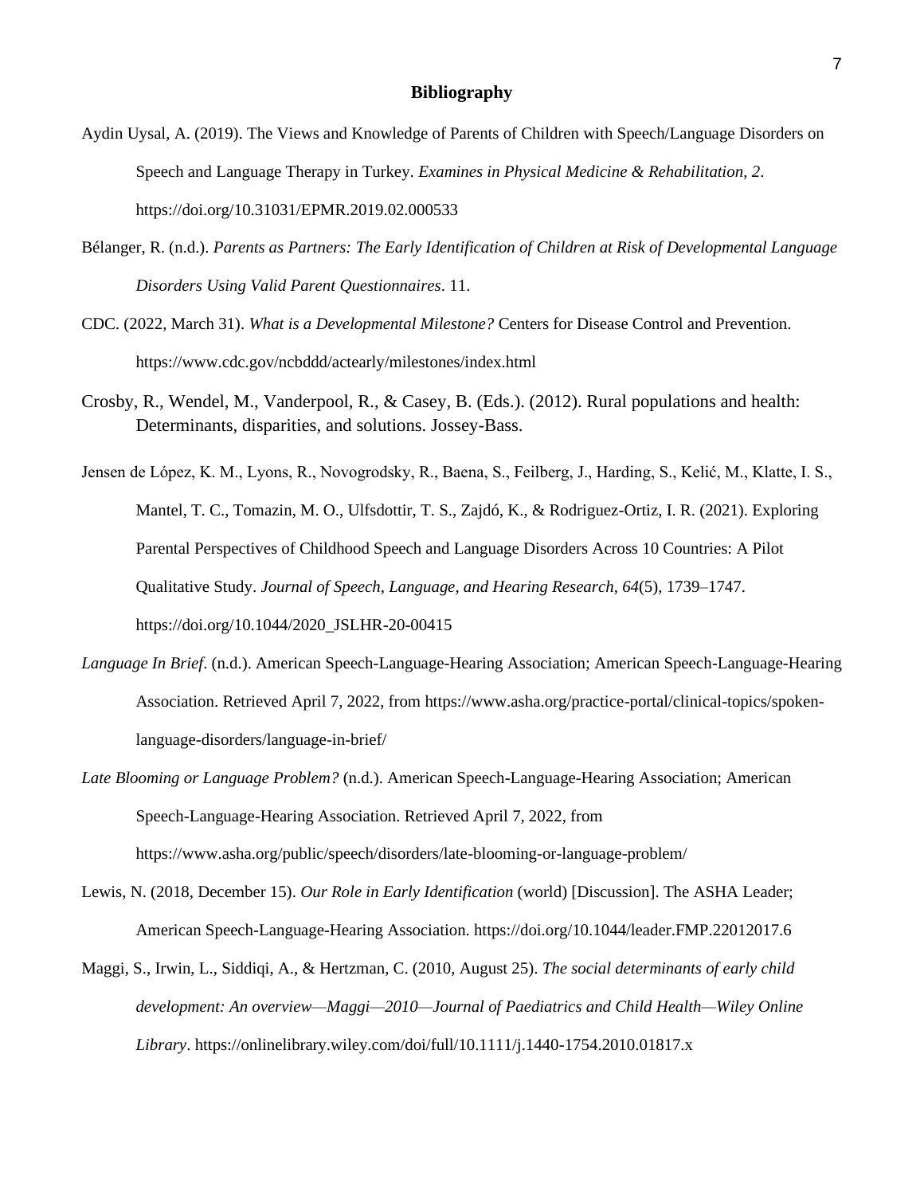# Bibliography

Aydin Uysal, A. (2019). The Views and Knowledge of Parents of Children with Speech/Language Disorders on Speech and Language Therapy in Turkey. *Examines in Physical Medicine & Rehabilitation*, *2*. https://doi.org/10.31031/EPMR.2019.02.000533

Bélanger, R. (n.d.). *Parents as Partners: The Early Identification of Children at Risk of Developmental Language Disorders Using Valid Parent Questionnaires*. 11.

CDC. (2022, March 31). *What is a Developmental Milestone?* Centers for Disease Control and Prevention. https://www.cdc.gov/ncbddd/actearly/milestones/index.html

Crosby, R., Wendel, M., Vanderpool, R., & Casey, B. (Eds.). (2012). Rural populations and health: Determinants, disparities, and solutions. Jossey-Bass.

Jensen de López, K. M., Lyons, R., Novogrodsky, R., Baena, S., Feilberg, J., Harding, S., Kelić, M., Klatte, I. S., Mantel, T. C., Tomazin, M. O., Ulfsdottir, T. S., Zajdó, K., & Rodriguez-Ortiz, I. R. (2021). Exploring Parental Perspectives of Childhood Speech and Language Disorders Across 10 Countries: A Pilot Qualitative Study. *Journal of Speech, Language, and Hearing Research*, *64*(5), 1739–1747. https://doi.org/10.1044/2020_JSLHR-20-00415

*Language In Brief*. (n.d.). American Speech-Language-Hearing Association; American Speech-Language-Hearing Association. Retrieved April 7, 2022, from https://www.asha.org/practice-portal/clinical-topics/spoken-language-disorders/language-in-brief/

*Late Blooming or Language Problem?* (n.d.). American Speech-Language-Hearing Association; American Speech-Language-Hearing Association. Retrieved April 7, 2022, from https://www.asha.org/public/speech/disorders/late-blooming-or-language-problem/

Lewis, N. (2018, December 15). *Our Role in Early Identification* (world) [Discussion]. The ASHA Leader; American Speech-Language-Hearing Association. https://doi.org/10.1044/leader.FMP.22012017.6

Maggi, S., Irwin, L., Siddiqi, A., & Hertzman, C. (2010, August 25). *The social determinants of early child development: An overview—Maggi—2010—Journal of Paediatrics and Child Health—Wiley Online Library*. https://onlinelibrary.wiley.com/doi/full/10.1111/j.1440-1754.2010.01817.x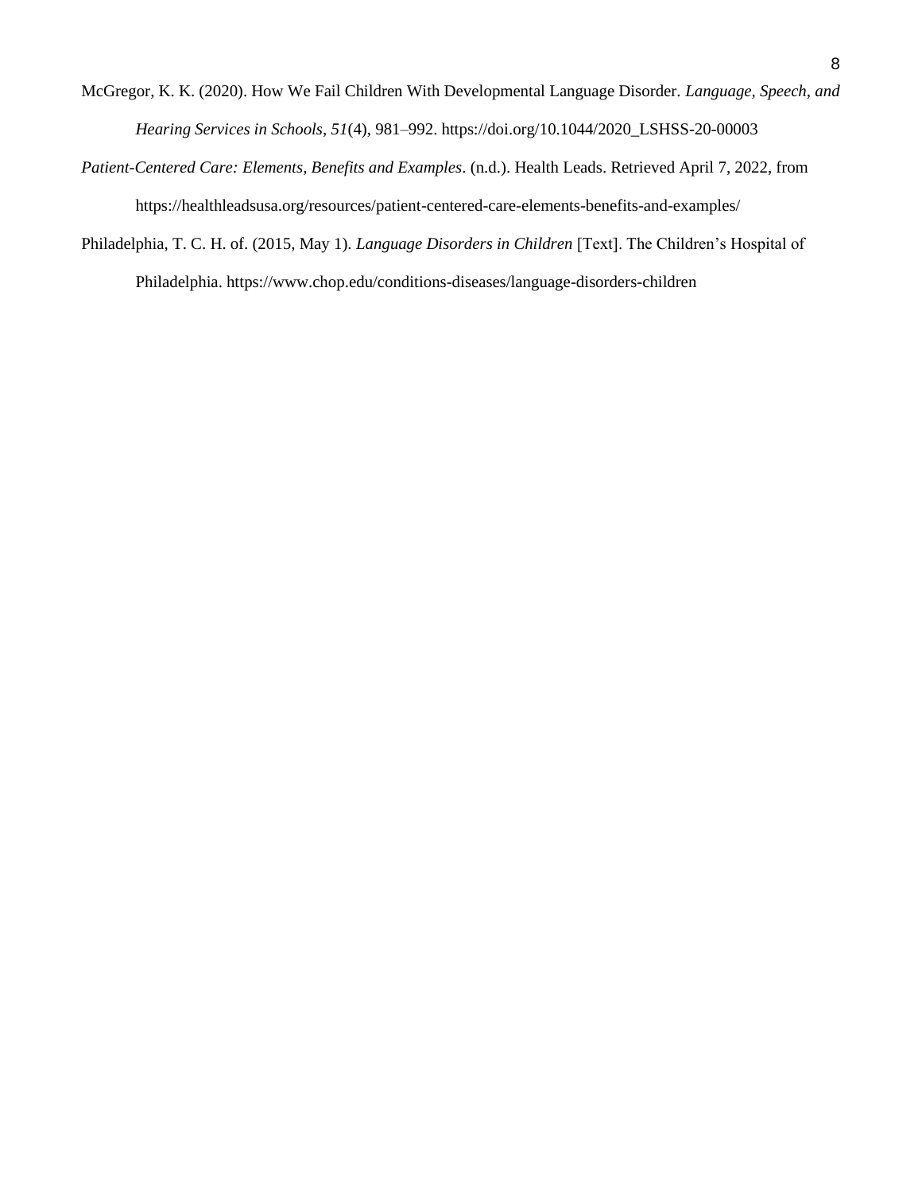McGregor, K. K. (2020). How We Fail Children With Developmental Language Disorder. *Language, Speech, and Hearing Services in Schools*, *51*(4), 981–992. https://doi.org/10.1044/2020_LSHSS-20-00003

*Patient-Centered Care: Elements, Benefits and Examples*. (n.d.). Health Leads. Retrieved April 7, 2022, from https://healthleadsusa.org/resources/patient-centered-care-elements-benefits-and-examples/

Philadelphia, T. C. H. of. (2015, May 1). *Language Disorders in Children* [Text]. The Children's Hospital of Philadelphia. https://www.chop.edu/conditions-diseases/language-disorders-children